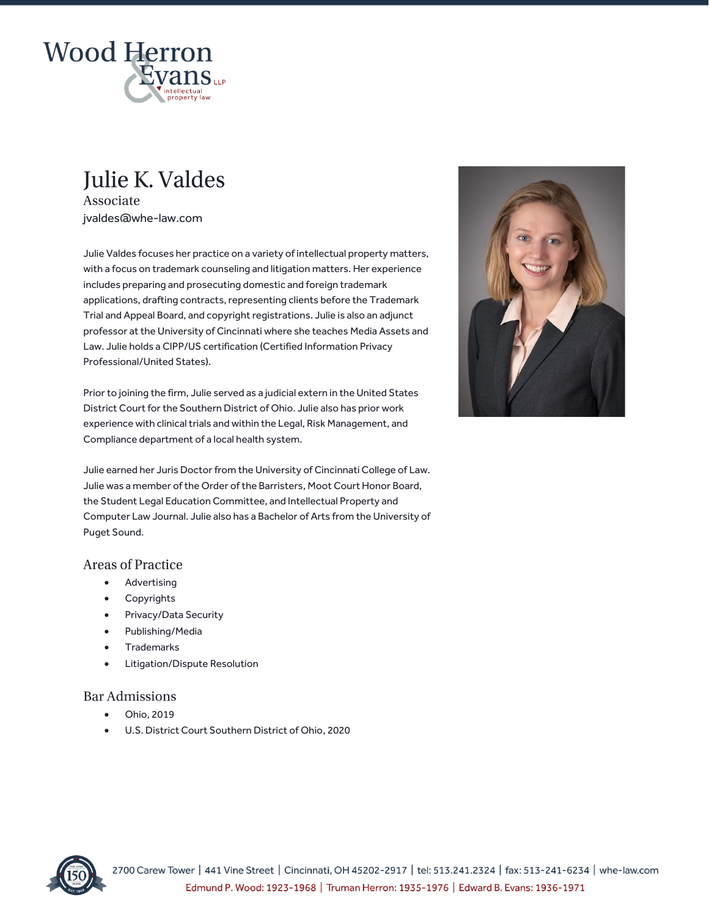Wood Herron & Evans LLP
intellectual property law

# Julie K. Valdes

Associate

jvaldes@whe-law.com

Julie Valdes focuses her practice on a variety of intellectual property matters, with a focus on trademark counseling and litigation matters. Her experience includes preparing and prosecuting domestic and foreign trademark applications, drafting contracts, representing clients before the Trademark Trial and Appeal Board, and copyright registrations. Julie is also an adjunct professor at the University of Cincinnati where she teaches Media Assets and Law. Julie holds a CIPP/US certification (Certified Information Privacy Professional/United States).

Prior to joining the firm, Julie served as a judicial extern in the United States District Court for the Southern District of Ohio. Julie also has prior work experience with clinical trials and within the Legal, Risk Management, and Compliance department of a local health system.

Julie earned her Juris Doctor from the University of Cincinnati College of Law. Julie was a member of the Order of the Barristers, Moot Court Honor Board, the Student Legal Education Committee, and Intellectual Property and Computer Law Journal. Julie also has a Bachelor of Arts from the University of Puget Sound.

## Areas of Practice

- Advertising
- Copyrights
- Privacy/Data Security
- Publishing/Media
- Trademarks
- Litigation/Dispute Resolution

## Bar Admissions

- Ohio, 2019
- U.S. District Court Southern District of Ohio, 2020

2700 Carew Tower | 441 Vine Street | Cincinnati, OH 45202-2917 | tel: 513.241.2324 | fax: 513-241-6234 | whe-law.com

Edmund P. Wood: 1923-1968 | Truman Herron: 1935-1976 | Edward B. Evans: 1936-1971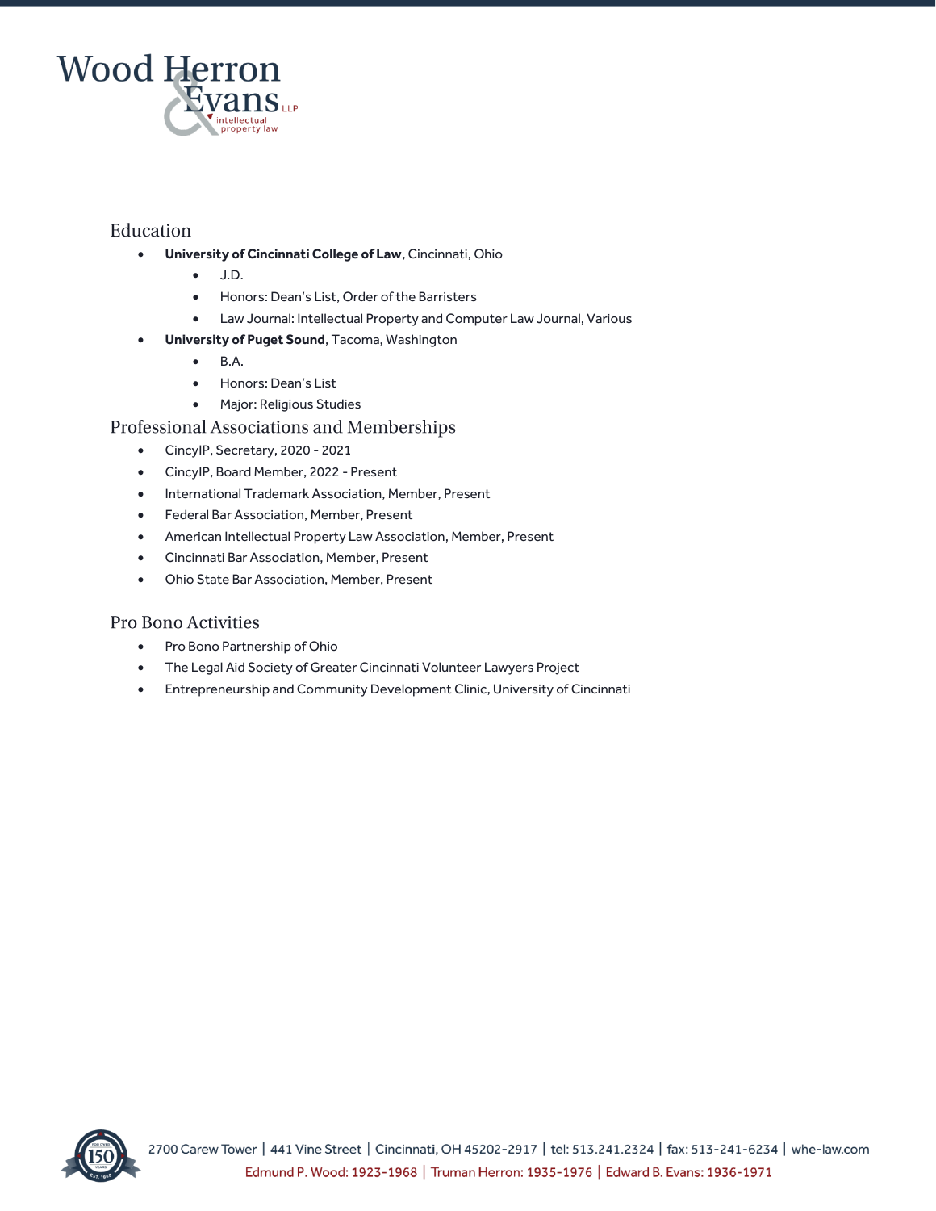## Education

- **University of Cincinnati College of Law**, Cincinnati, Ohio
  - J.D.
  - Honors: Dean's List, Order of the Barristers
  - Law Journal: Intellectual Property and Computer Law Journal, Various
- **University of Puget Sound**, Tacoma, Washington
  - B.A.
  - Honors: Dean's List
  - Major: Religious Studies

## Professional Associations and Memberships

- CincyIP, Secretary, 2020 - 2021
- CincyIP, Board Member, 2022 - Present
- International Trademark Association, Member, Present
- Federal Bar Association, Member, Present
- American Intellectual Property Law Association, Member, Present
- Cincinnati Bar Association, Member, Present
- Ohio State Bar Association, Member, Present

## Pro Bono Activities

- Pro Bono Partnership of Ohio
- The Legal Aid Society of Greater Cincinnati Volunteer Lawyers Project
- Entrepreneurship and Community Development Clinic, University of Cincinnati